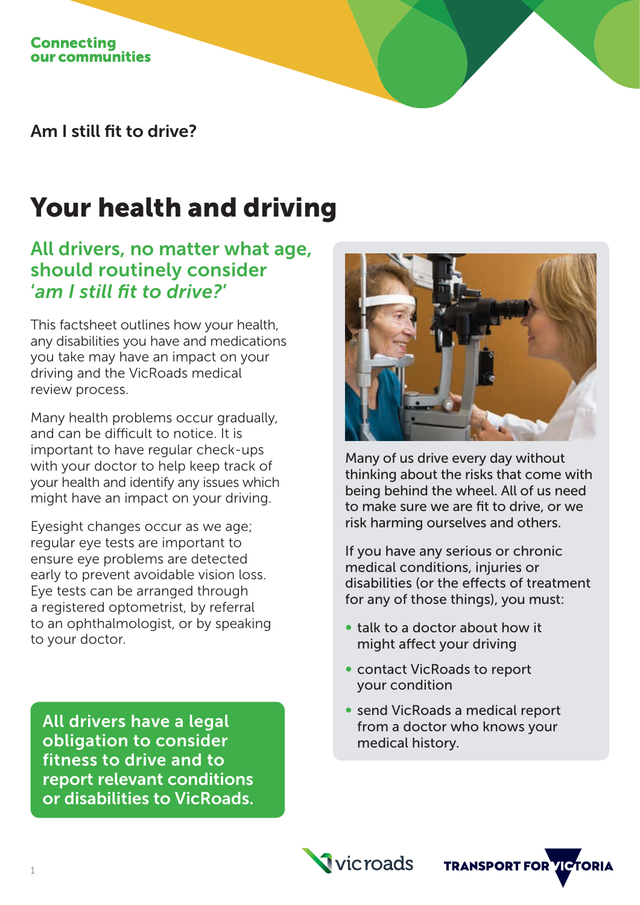Connecting our communities

Am I still fit to drive?

# Your health and driving

## All drivers, no matter what age, should routinely consider '*am I still fit to drive?*'

This factsheet outlines how your health, any disabilities you have and medications you take may have an impact on your driving and the VicRoads medical review process.

Many health problems occur gradually, and can be difficult to notice. It is important to have regular check-ups with your doctor to help keep track of your health and identify any issues which might have an impact on your driving.

Eyesight changes occur as we age; regular eye tests are important to ensure eye problems are detected early to prevent avoidable vision loss. Eye tests can be arranged through a registered optometrist, by referral to an ophthalmologist, or by speaking to your doctor.

**All drivers have a legal obligation to consider fitness to drive and to report relevant conditions or disabilities to VicRoads.**

Many of us drive every day without thinking about the risks that come with being behind the wheel. All of us need to make sure we are fit to drive, or we risk harming ourselves and others.

If you have any serious or chronic medical conditions, injuries or disabilities (or the effects of treatment for any of those things), you must:

- talk to a doctor about how it might affect your driving
- contact VicRoads to report your condition
- send VicRoads a medical report from a doctor who knows your medical history.

vicroads

TRANSPORT FOR VICTORIA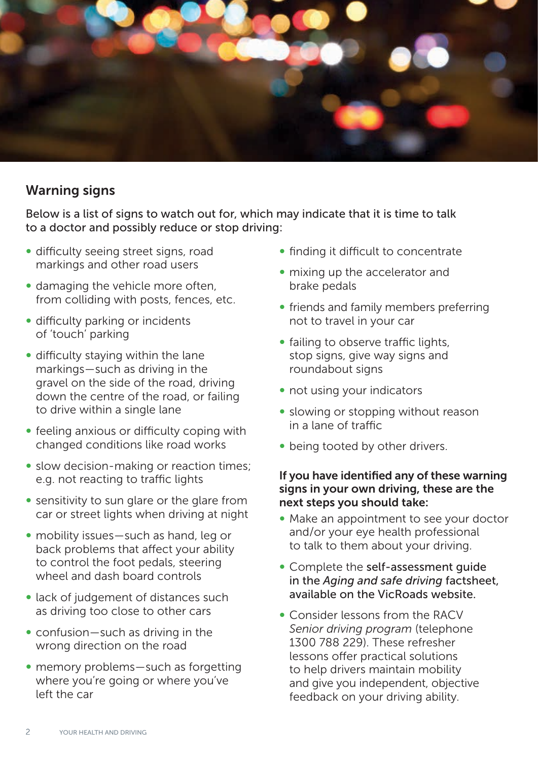## Warning signs

Below is a list of signs to watch out for, which may indicate that it is time to talk to a doctor and possibly reduce or stop driving:

- difficulty seeing street signs, road markings and other road users
- damaging the vehicle more often, from colliding with posts, fences, etc.
- difficulty parking or incidents of 'touch' parking
- difficulty staying within the lane markings—such as driving in the gravel on the side of the road, driving down the centre of the road, or failing to drive within a single lane
- feeling anxious or difficulty coping with changed conditions like road works
- slow decision-making or reaction times; e.g. not reacting to traffic lights
- sensitivity to sun glare or the glare from car or street lights when driving at night
- mobility issues—such as hand, leg or back problems that affect your ability to control the foot pedals, steering wheel and dash board controls
- lack of judgement of distances such as driving too close to other cars
- confusion—such as driving in the wrong direction on the road
- memory problems—such as forgetting where you're going or where you've left the car
- finding it difficult to concentrate
- mixing up the accelerator and brake pedals
- friends and family members preferring not to travel in your car
- failing to observe traffic lights, stop signs, give way signs and roundabout signs
- not using your indicators
- slowing or stopping without reason in a lane of traffic
- being tooted by other drivers.

**If you have identified any of these warning signs in your own driving, these are the next steps you should take:**

- Make an appointment to see your doctor and/or your eye health professional to talk to them about your driving.
- Complete the **self-assessment guide** in the ***Aging and safe driving*** **factsheet, available on the VicRoads website.**
- Consider lessons from the RACV *Senior driving program* (telephone 1300 788 229). These refresher lessons offer practical solutions to help drivers maintain mobility and give you independent, objective feedback on your driving ability.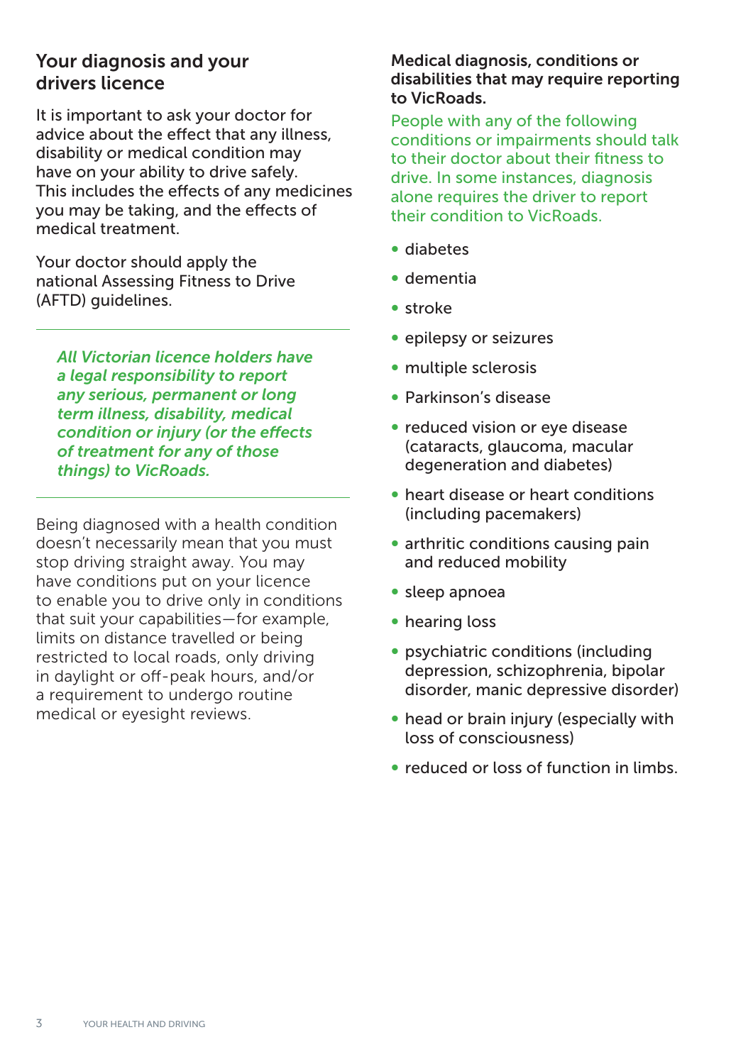## Your diagnosis and your drivers licence

It is important to ask your doctor for advice about the effect that any illness, disability or medical condition may have on your ability to drive safely. This includes the effects of any medicines you may be taking, and the effects of medical treatment.

Your doctor should apply the national Assessing Fitness to Drive (AFTD) guidelines.

---

***All Victorian licence holders have a legal responsibility to report any serious, permanent or long term illness, disability, medical condition or injury (or the effects of treatment for any of those things) to VicRoads.***

---

Being diagnosed with a health condition doesn't necessarily mean that you must stop driving straight away. You may have conditions put on your licence to enable you to drive only in conditions that suit your capabilities—for example, limits on distance travelled or being restricted to local roads, only driving in daylight or off-peak hours, and/or a requirement to undergo routine medical or eyesight reviews.

### Medical diagnosis, conditions or disabilities that may require reporting to VicRoads.

People with any of the following conditions or impairments should talk to their doctor about their fitness to drive. In some instances, diagnosis alone requires the driver to report their condition to VicRoads.

- diabetes
- dementia
- stroke
- epilepsy or seizures
- multiple sclerosis
- Parkinson's disease
- reduced vision or eye disease (cataracts, glaucoma, macular degeneration and diabetes)
- heart disease or heart conditions (including pacemakers)
- arthritic conditions causing pain and reduced mobility
- sleep apnoea
- hearing loss
- psychiatric conditions (including depression, schizophrenia, bipolar disorder, manic depressive disorder)
- head or brain injury (especially with loss of consciousness)
- reduced or loss of function in limbs.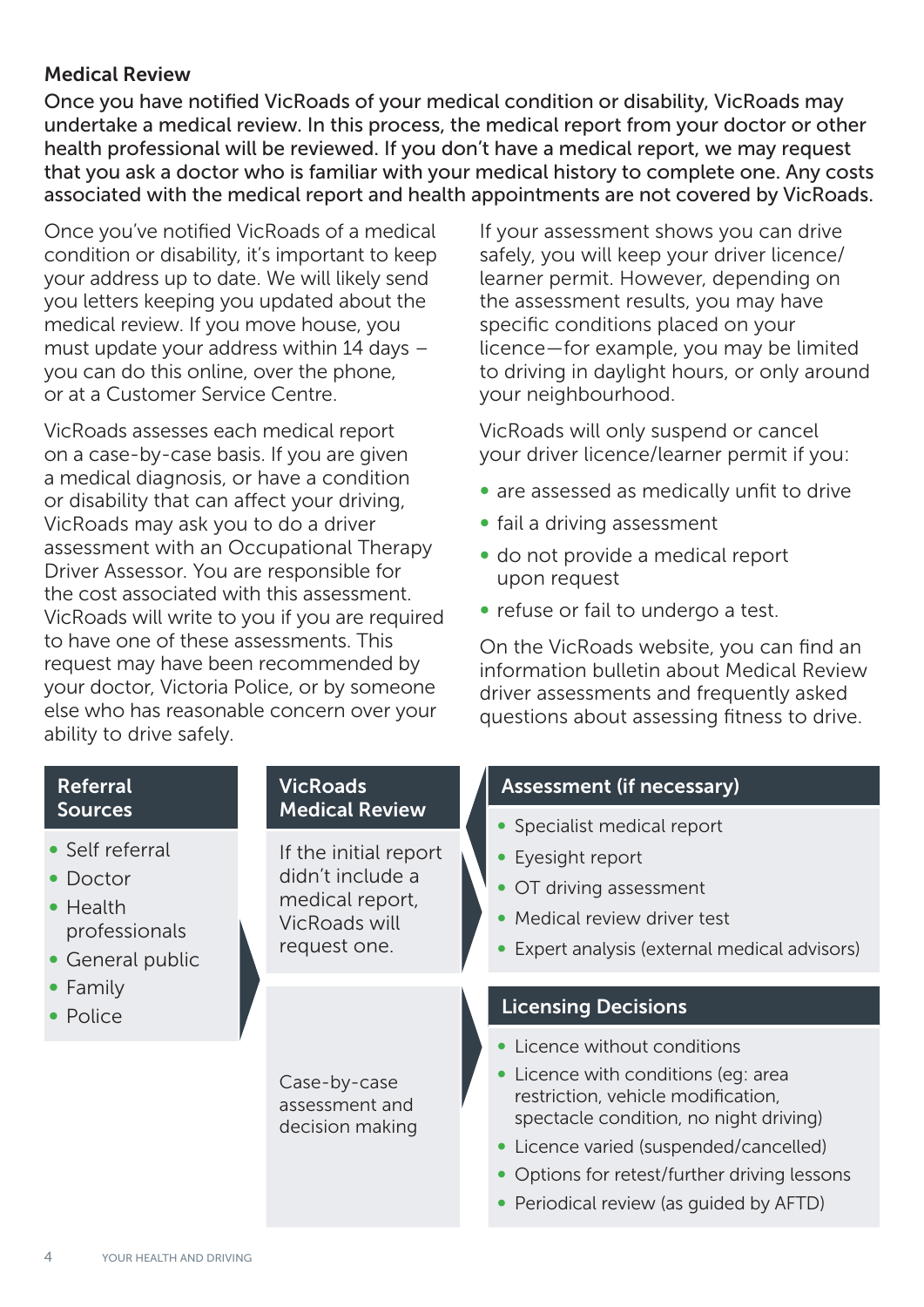## Medical Review

**Once you have notified VicRoads of your medical condition or disability, VicRoads may undertake a medical review. In this process, the medical report from your doctor or other health professional will be reviewed. If you don't have a medical report, we may request that you ask a doctor who is familiar with your medical history to complete one. Any costs associated with the medical report and health appointments are not covered by VicRoads.**

Once you've notified VicRoads of a medical condition or disability, it's important to keep your address up to date. We will likely send you letters keeping you updated about the medical review. If you move house, you must update your address within 14 days – you can do this online, over the phone, or at a Customer Service Centre.

VicRoads assesses each medical report on a case-by-case basis. If you are given a medical diagnosis, or have a condition or disability that can affect your driving, VicRoads may ask you to do a driver assessment with an Occupational Therapy Driver Assessor. You are responsible for the cost associated with this assessment. VicRoads will write to you if you are required to have one of these assessments. This request may have been recommended by your doctor, Victoria Police, or by someone else who has reasonable concern over your ability to drive safely.

If your assessment shows you can drive safely, you will keep your driver licence/learner permit. However, depending on the assessment results, you may have specific conditions placed on your licence—for example, you may be limited to driving in daylight hours, or only around your neighbourhood.

VicRoads will only suspend or cancel your driver licence/learner permit if you:

- are assessed as medically unfit to drive
- fail a driving assessment
- do not provide a medical report upon request
- refuse or fail to undergo a test.

On the VicRoads website, you can find an information bulletin about Medical Review driver assessments and frequently asked questions about assessing fitness to drive.

**Referral Sources**

- Self referral
- Doctor
- Health professionals
- General public
- Family
- Police

**VicRoads Medical Review**

If the initial report didn't include a medical report, VicRoads will request one.

Case-by-case assessment and decision making

**Assessment (if necessary)**

- Specialist medical report
- Eyesight report
- OT driving assessment
- Medical review driver test
- Expert analysis (external medical advisors)

**Licensing Decisions**

- Licence without conditions
- Licence with conditions (eg: area restriction, vehicle modification, spectacle condition, no night driving)
- Licence varied (suspended/cancelled)
- Options for retest/further driving lessons
- Periodical review (as guided by AFTD)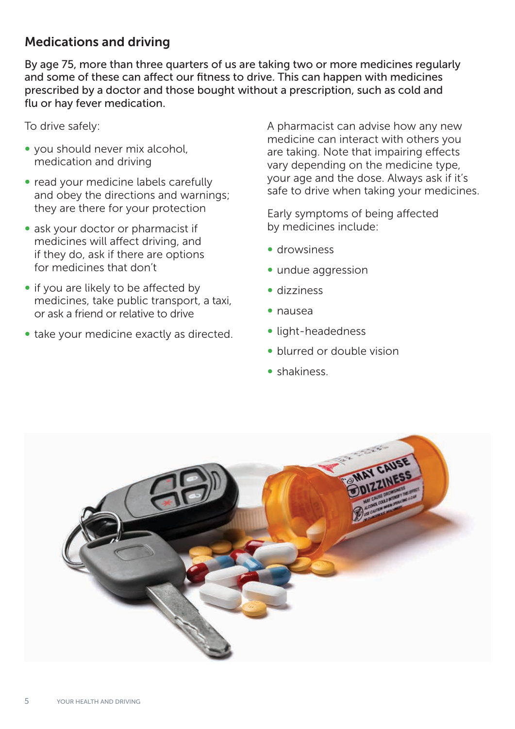## Medications and driving

**By age 75, more than three quarters of us are taking two or more medicines regularly and some of these can affect our fitness to drive. This can happen with medicines prescribed by a doctor and those bought without a prescription, such as cold and flu or hay fever medication.**

To drive safely:

- you should never mix alcohol, medication and driving
- read your medicine labels carefully and obey the directions and warnings; they are there for your protection
- ask your doctor or pharmacist if medicines will affect driving, and if they do, ask if there are options for medicines that don't
- if you are likely to be affected by medicines, take public transport, a taxi, or ask a friend or relative to drive
- take your medicine exactly as directed.

A pharmacist can advise how any new medicine can interact with others you are taking. Note that impairing effects vary depending on the medicine type, your age and the dose. Always ask if it's safe to drive when taking your medicines.

Early symptoms of being affected by medicines include:

- drowsiness
- undue aggression
- dizziness
- nausea
- light-headedness
- blurred or double vision
- shakiness.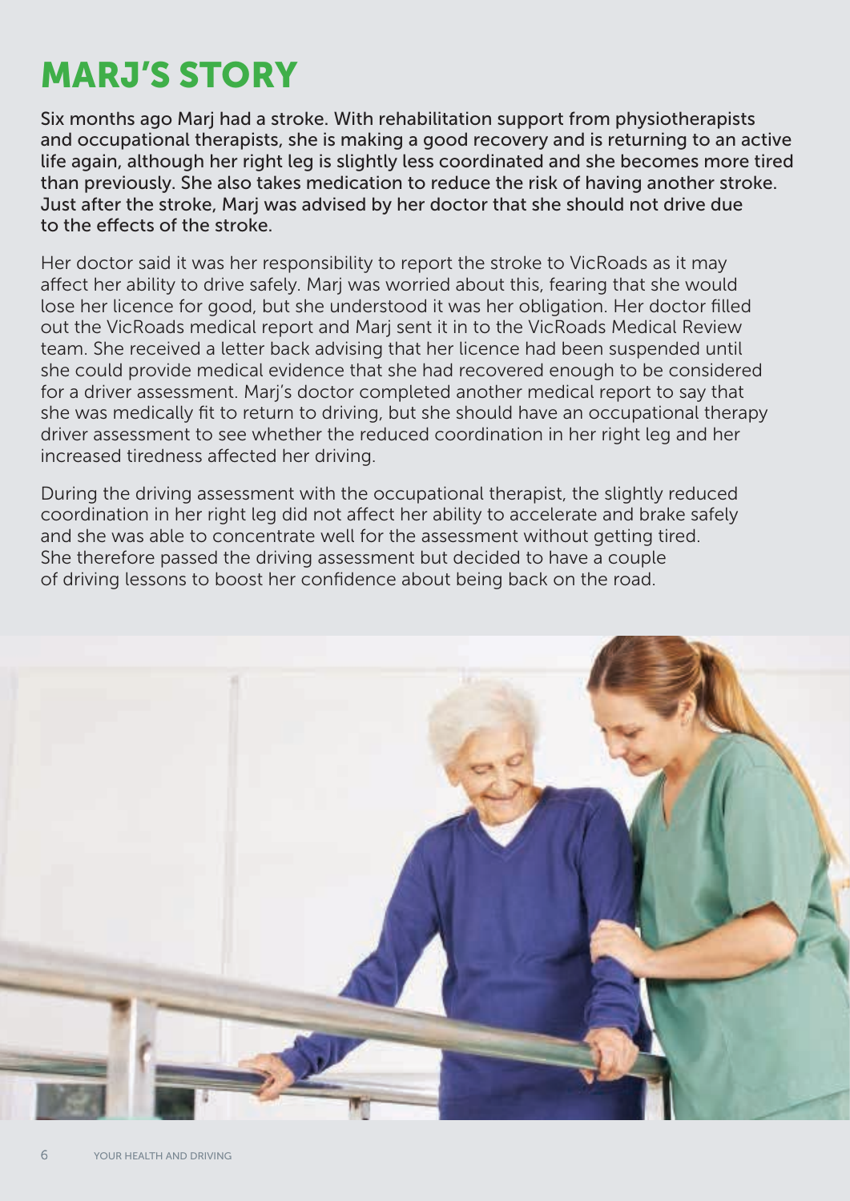# MARJ'S STORY

Six months ago Marj had a stroke. With rehabilitation support from physiotherapists and occupational therapists, she is making a good recovery and is returning to an active life again, although her right leg is slightly less coordinated and she becomes more tired than previously. She also takes medication to reduce the risk of having another stroke. Just after the stroke, Marj was advised by her doctor that she should not drive due to the effects of the stroke.

Her doctor said it was her responsibility to report the stroke to VicRoads as it may affect her ability to drive safely. Marj was worried about this, fearing that she would lose her licence for good, but she understood it was her obligation. Her doctor filled out the VicRoads medical report and Marj sent it in to the VicRoads Medical Review team. She received a letter back advising that her licence had been suspended until she could provide medical evidence that she had recovered enough to be considered for a driver assessment. Marj's doctor completed another medical report to say that she was medically fit to return to driving, but she should have an occupational therapy driver assessment to see whether the reduced coordination in her right leg and her increased tiredness affected her driving.

During the driving assessment with the occupational therapist, the slightly reduced coordination in her right leg did not affect her ability to accelerate and brake safely and she was able to concentrate well for the assessment without getting tired. She therefore passed the driving assessment but decided to have a couple of driving lessons to boost her confidence about being back on the road.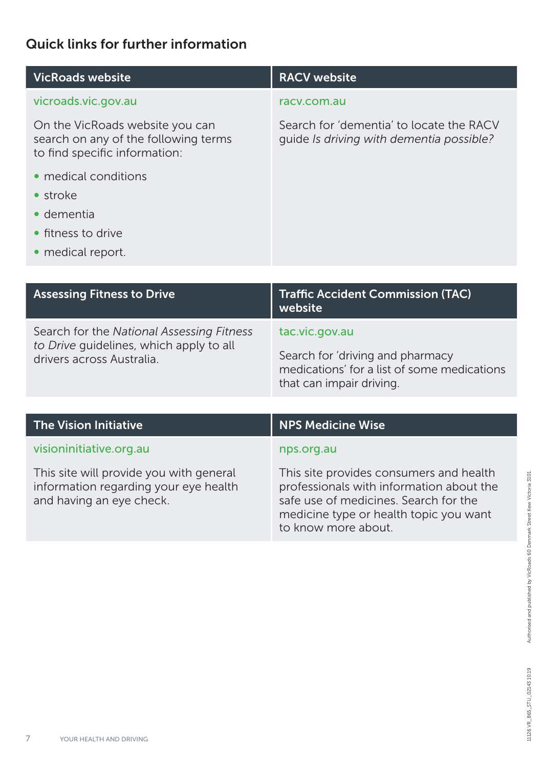## Quick links for further information

### VicRoads website

vicroads.vic.gov.au

On the VicRoads website you can search on any of the following terms to find specific information:

- medical conditions
- stroke
- dementia
- fitness to drive
- medical report.

### RACV website

racv.com.au

Search for 'dementia' to locate the RACV guide *Is driving with dementia possible?*

### Assessing Fitness to Drive

Search for the *National Assessing Fitness to Drive* guidelines, which apply to all drivers across Australia.

### Traffic Accident Commission (TAC) website

tac.vic.gov.au

Search for 'driving and pharmacy medications' for a list of some medications that can impair driving.

### The Vision Initiative

visioninitiative.org.au

This site will provide you with general information regarding your eye health and having an eye check.

### NPS Medicine Wise

nps.org.au

This site provides consumers and health professionals with information about the safe use of medicines. Search for the medicine type or health topic you want to know more about.

Authorised and published by VicRoads 60 Denmark Street Kew Victoria 3101.

11126 VR_865_STU_02143 10.19